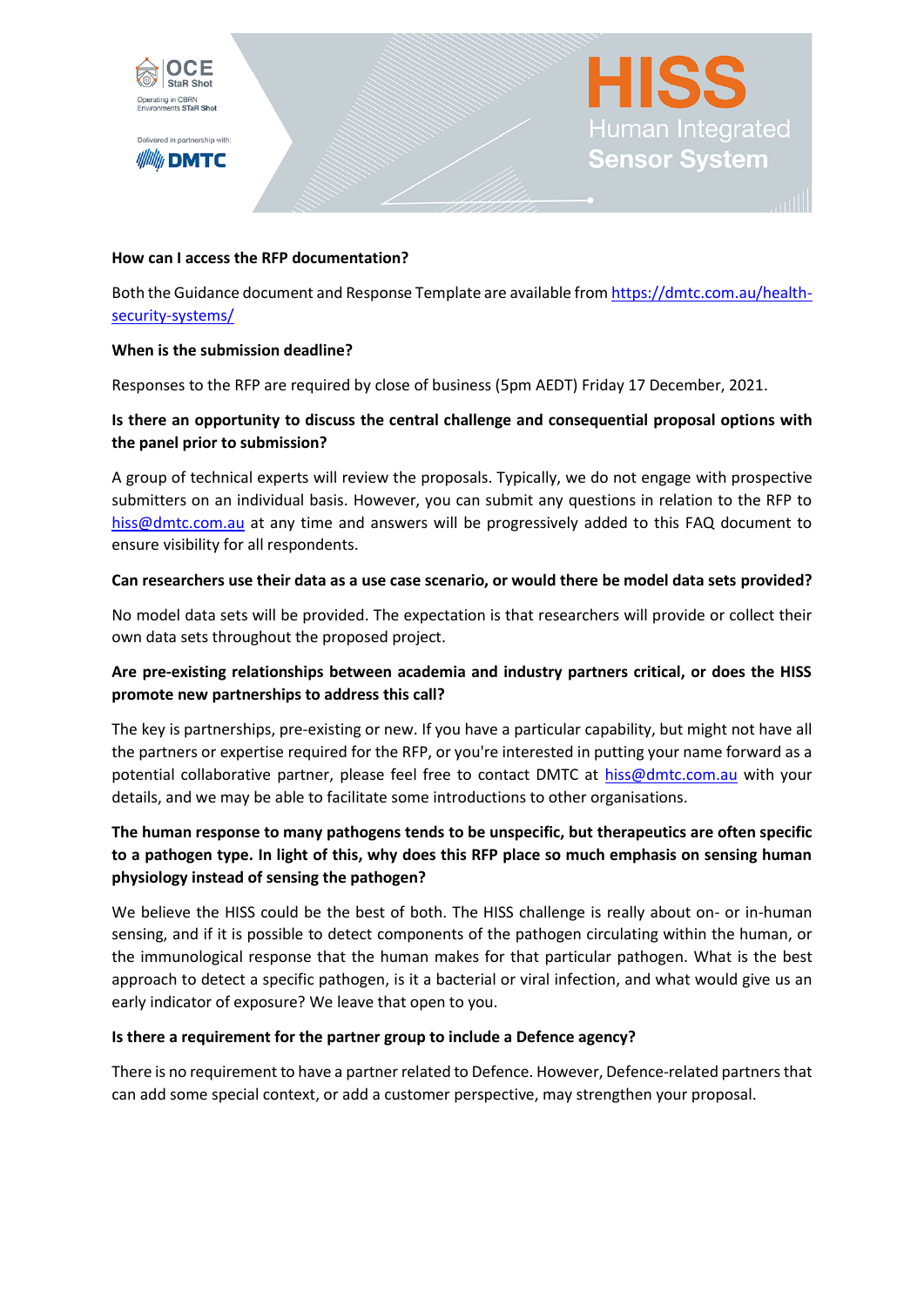# HISS
## Human Integrated Sensor System

**How can I access the RFP documentation?**

Both the Guidance document and Response Template are available from https://dmtc.com.au/health-security-systems/

**When is the submission deadline?**

Responses to the RFP are required by close of business (5pm AEDT) Friday 17 December, 2021.

**Is there an opportunity to discuss the central challenge and consequential proposal options with the panel prior to submission?**

A group of technical experts will review the proposals. Typically, we do not engage with prospective submitters on an individual basis. However, you can submit any questions in relation to the RFP to hiss@dmtc.com.au at any time and answers will be progressively added to this FAQ document to ensure visibility for all respondents.

**Can researchers use their data as a use case scenario, or would there be model data sets provided?**

No model data sets will be provided. The expectation is that researchers will provide or collect their own data sets throughout the proposed project.

**Are pre-existing relationships between academia and industry partners critical, or does the HISS promote new partnerships to address this call?**

The key is partnerships, pre-existing or new. If you have a particular capability, but might not have all the partners or expertise required for the RFP, or you're interested in putting your name forward as a potential collaborative partner, please feel free to contact DMTC at hiss@dmtc.com.au with your details, and we may be able to facilitate some introductions to other organisations.

**The human response to many pathogens tends to be unspecific, but therapeutics are often specific to a pathogen type. In light of this, why does this RFP place so much emphasis on sensing human physiology instead of sensing the pathogen?**

We believe the HISS could be the best of both. The HISS challenge is really about on- or in-human sensing, and if it is possible to detect components of the pathogen circulating within the human, or the immunological response that the human makes for that particular pathogen. What is the best approach to detect a specific pathogen, is it a bacterial or viral infection, and what would give us an early indicator of exposure? We leave that open to you.

**Is there a requirement for the partner group to include a Defence agency?**

There is no requirement to have a partner related to Defence. However, Defence-related partners that can add some special context, or add a customer perspective, may strengthen your proposal.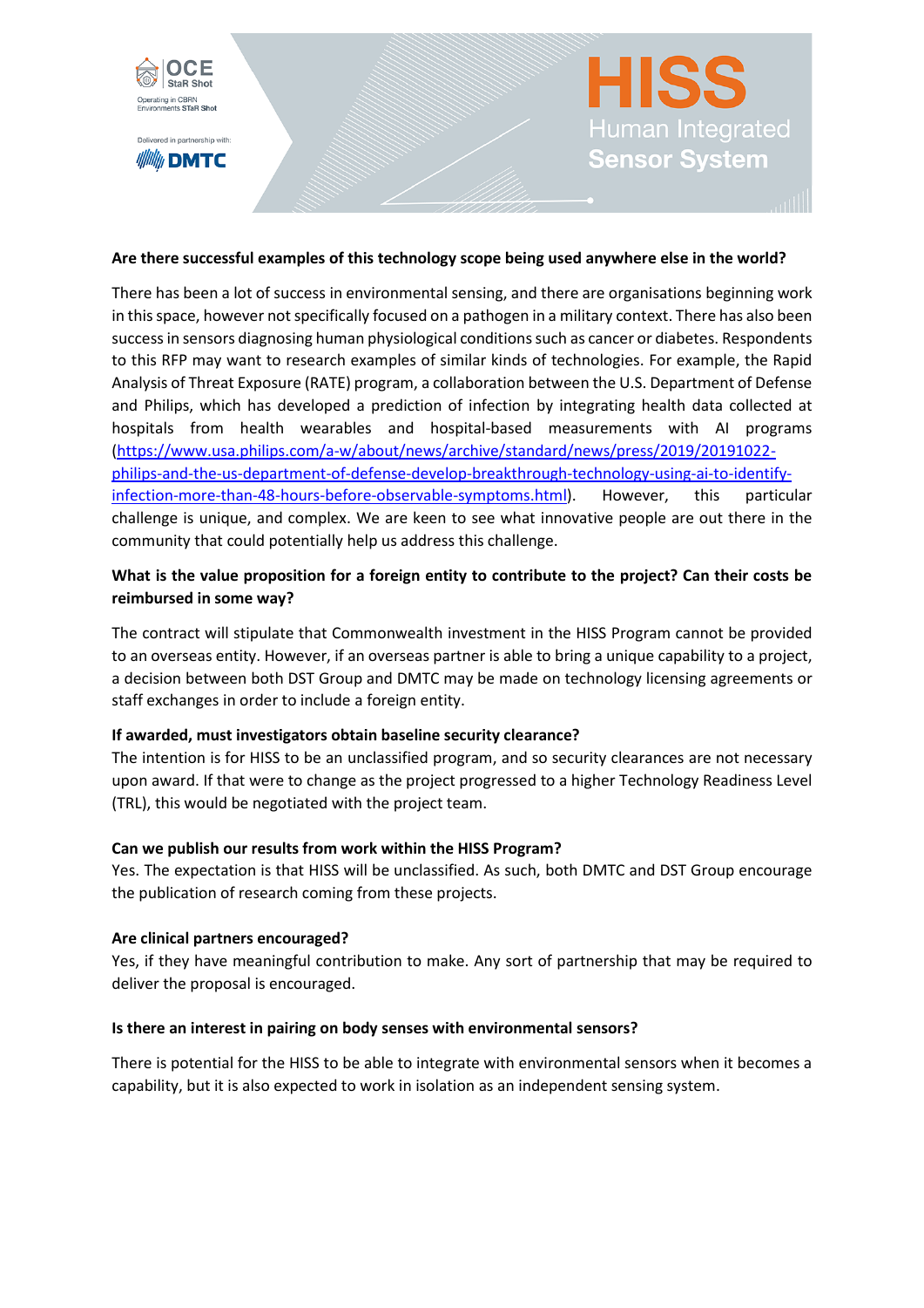**Are there successful examples of this technology scope being used anywhere else in the world?**

There has been a lot of success in environmental sensing, and there are organisations beginning work in this space, however not specifically focused on a pathogen in a military context. There has also been success in sensors diagnosing human physiological conditions such as cancer or diabetes. Respondents to this RFP may want to research examples of similar kinds of technologies. For example, the Rapid Analysis of Threat Exposure (RATE) program, a collaboration between the U.S. Department of Defense and Philips, which has developed a prediction of infection by integrating health data collected at hospitals from health wearables and hospital-based measurements with AI programs (https://www.usa.philips.com/a-w/about/news/archive/standard/news/press/2019/20191022-philips-and-the-us-department-of-defense-develop-breakthrough-technology-using-ai-to-identify-infection-more-than-48-hours-before-observable-symptoms.html). However, this particular challenge is unique, and complex. We are keen to see what innovative people are out there in the community that could potentially help us address this challenge.

**What is the value proposition for a foreign entity to contribute to the project? Can their costs be reimbursed in some way?**

The contract will stipulate that Commonwealth investment in the HISS Program cannot be provided to an overseas entity. However, if an overseas partner is able to bring a unique capability to a project, a decision between both DST Group and DMTC may be made on technology licensing agreements or staff exchanges in order to include a foreign entity.

**If awarded, must investigators obtain baseline security clearance?**

The intention is for HISS to be an unclassified program, and so security clearances are not necessary upon award. If that were to change as the project progressed to a higher Technology Readiness Level (TRL), this would be negotiated with the project team.

**Can we publish our results from work within the HISS Program?**

Yes. The expectation is that HISS will be unclassified. As such, both DMTC and DST Group encourage the publication of research coming from these projects.

**Are clinical partners encouraged?**

Yes, if they have meaningful contribution to make. Any sort of partnership that may be required to deliver the proposal is encouraged.

**Is there an interest in pairing on body senses with environmental sensors?**

There is potential for the HISS to be able to integrate with environmental sensors when it becomes a capability, but it is also expected to work in isolation as an independent sensing system.